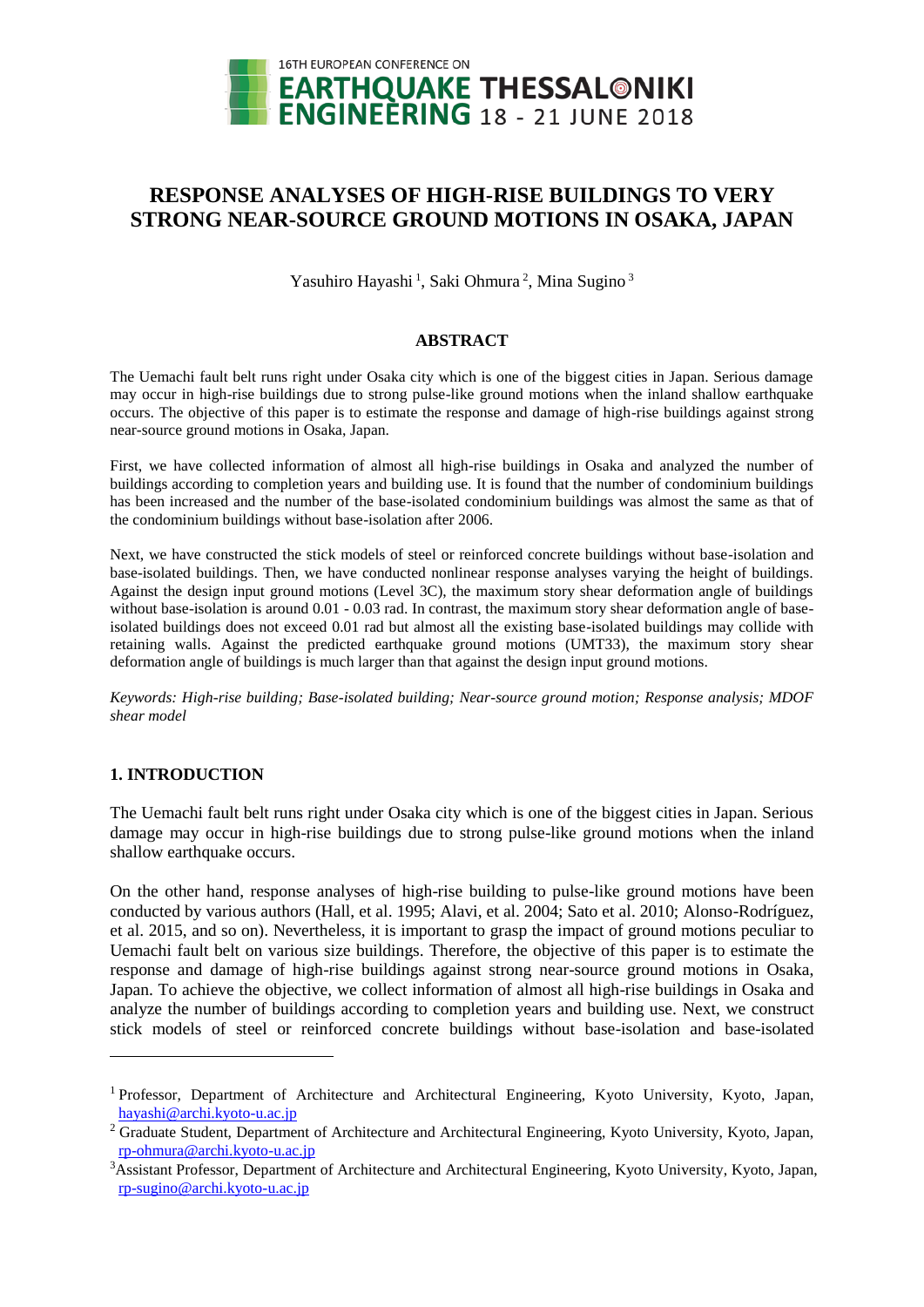# RESPONSE ANALYSES OF HIGH-RISE BUILDINGS TO VERY STRONG NEAR-SOURCE GROUND MOTIONS IN OSAKA, JAPAN

Yasuhiro Hayashi [1], Saki Ohmura [2], Mina Sugino [3]

## ABSTRACT

The Uemachi fault belt runs right under Osaka city which is one of the biggest cities in Japan. Serious damage may occur in high-rise buildings due to strong pulse-like ground motions when the inland shallow earthquake occurs. The objective of this paper is to estimate the response and damage of high-rise buildings against strong near-source ground motions in Osaka, Japan.

First, we have collected information of almost all high-rise buildings in Osaka and analyzed the number of buildings according to completion years and building use. It is found that the number of condominium buildings has been increased and the number of the base-isolated condominium buildings was almost the same as that of the condominium buildings without base-isolation after 2006.

Next, we have constructed the stick models of steel or reinforced concrete buildings without base-isolation and base-isolated buildings. Then, we have conducted nonlinear response analyses varying the height of buildings. Against the design input ground motions (Level 3C), the maximum story shear deformation angle of buildings without base-isolation is around 0.01 - 0.03 rad. In contrast, the maximum story shear deformation angle of base-isolated buildings does not exceed 0.01 rad but almost all the existing base-isolated buildings may collide with retaining walls. Against the predicted earthquake ground motions (UMT33), the maximum story shear deformation angle of buildings is much larger than that against the design input ground motions.

*Keywords: High-rise building; Base-isolated building; Near-source ground motion; Response analysis; MDOF shear model*

## 1. INTRODUCTION

The Uemachi fault belt runs right under Osaka city which is one of the biggest cities in Japan. Serious damage may occur in high-rise buildings due to strong pulse-like ground motions when the inland shallow earthquake occurs.

On the other hand, response analyses of high-rise building to pulse-like ground motions have been conducted by various authors (Hall, et al. 1995; Alavi, et al. 2004; Sato et al. 2010; Alonso-Rodríguez, et al. 2015, and so on). Nevertheless, it is important to grasp the impact of ground motions peculiar to Uemachi fault belt on various size buildings. Therefore, the objective of this paper is to estimate the response and damage of high-rise buildings against strong near-source ground motions in Osaka, Japan. To achieve the objective, we collect information of almost all high-rise buildings in Osaka and analyze the number of buildings according to completion years and building use. Next, we construct stick models of steel or reinforced concrete buildings without base-isolation and base-isolated

---

[1] Professor, Department of Architecture and Architectural Engineering, Kyoto University, Kyoto, Japan, hayashi@archi.kyoto-u.ac.jp

[2] Graduate Student, Department of Architecture and Architectural Engineering, Kyoto University, Kyoto, Japan, rp-ohmura@archi.kyoto-u.ac.jp

[3] Assistant Professor, Department of Architecture and Architectural Engineering, Kyoto University, Kyoto, Japan, rp-sugino@archi.kyoto-u.ac.jp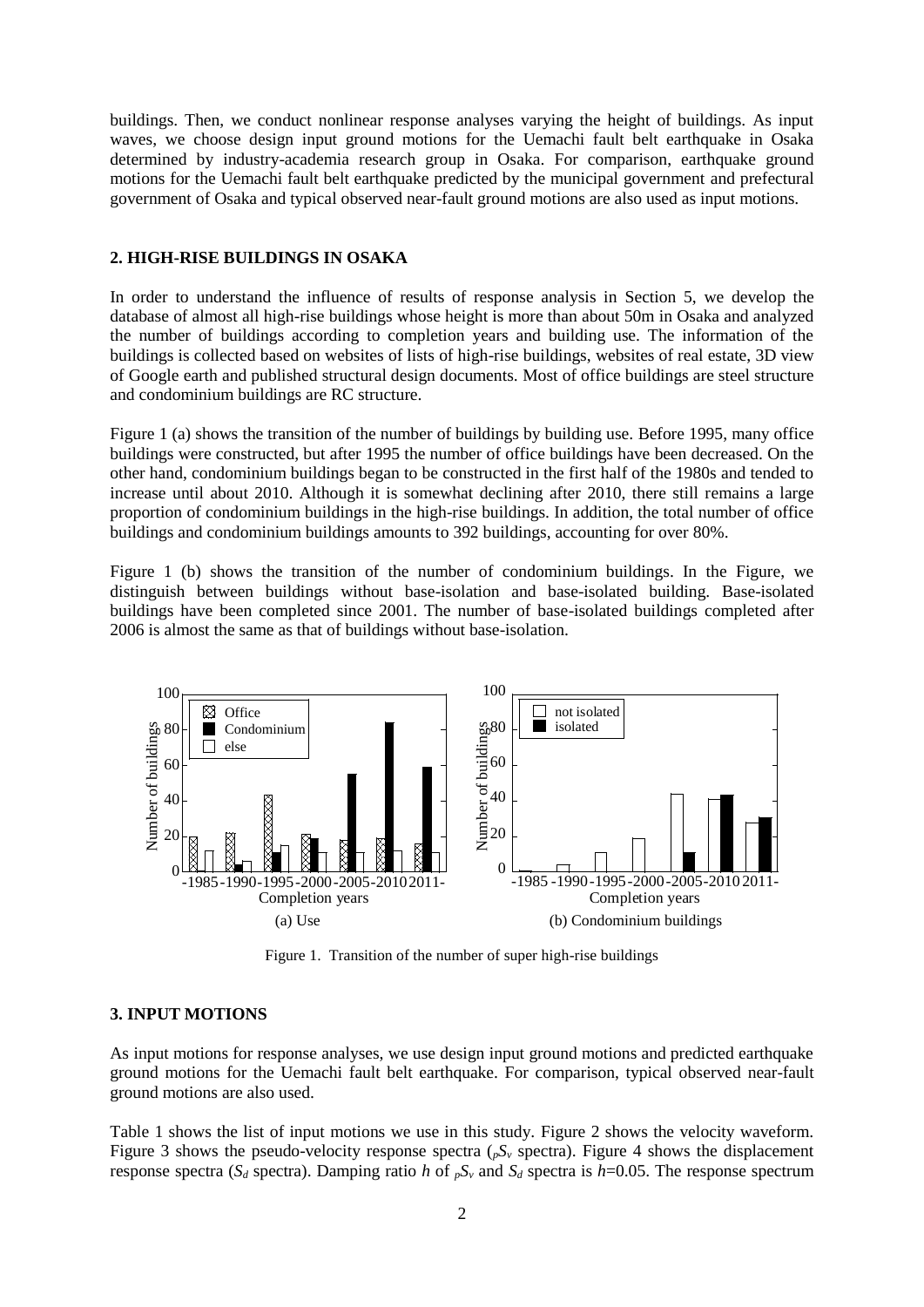buildings. Then, we conduct nonlinear response analyses varying the height of buildings. As input waves, we choose design input ground motions for the Uemachi fault belt earthquake in Osaka determined by industry-academia research group in Osaka. For comparison, earthquake ground motions for the Uemachi fault belt earthquake predicted by the municipal government and prefectural government of Osaka and typical observed near-fault ground motions are also used as input motions.

## 2. HIGH-RISE BUILDINGS IN OSAKA

In order to understand the influence of results of response analysis in Section 5, we develop the database of almost all high-rise buildings whose height is more than about 50m in Osaka and analyzed the number of buildings according to completion years and building use. The information of the buildings is collected based on websites of lists of high-rise buildings, websites of real estate, 3D view of Google earth and published structural design documents. Most of office buildings are steel structure and condominium buildings are RC structure.

Figure 1 (a) shows the transition of the number of buildings by building use. Before 1995, many office buildings were constructed, but after 1995 the number of office buildings have been decreased. On the other hand, condominium buildings began to be constructed in the first half of the 1980s and tended to increase until about 2010. Although it is somewhat declining after 2010, there still remains a large proportion of condominium buildings in the high-rise buildings. In addition, the total number of office buildings and condominium buildings amounts to 392 buildings, accounting for over 80%.

Figure 1 (b) shows the transition of the number of condominium buildings. In the Figure, we distinguish between buildings without base-isolation and base-isolated building. Base-isolated buildings have been completed since 2001. The number of base-isolated buildings completed after 2006 is almost the same as that of buildings without base-isolation.

(a) Use (b) Condominium buildings

Figure 1. Transition of the number of super high-rise buildings

## 3. INPUT MOTIONS

As input motions for response analyses, we use design input ground motions and predicted earthquake ground motions for the Uemachi fault belt earthquake. For comparison, typical observed near-fault ground motions are also used.

Table 1 shows the list of input motions we use in this study. Figure 2 shows the velocity waveform. Figure 3 shows the pseudo-velocity response spectra (${}_{p}S_{v}$ spectra). Figure 4 shows the displacement response spectra ($S_d$ spectra). Damping ratio $h$ of ${}_{p}S_{v}$ and $S_d$ spectra is $h$=0.05. The response spectrum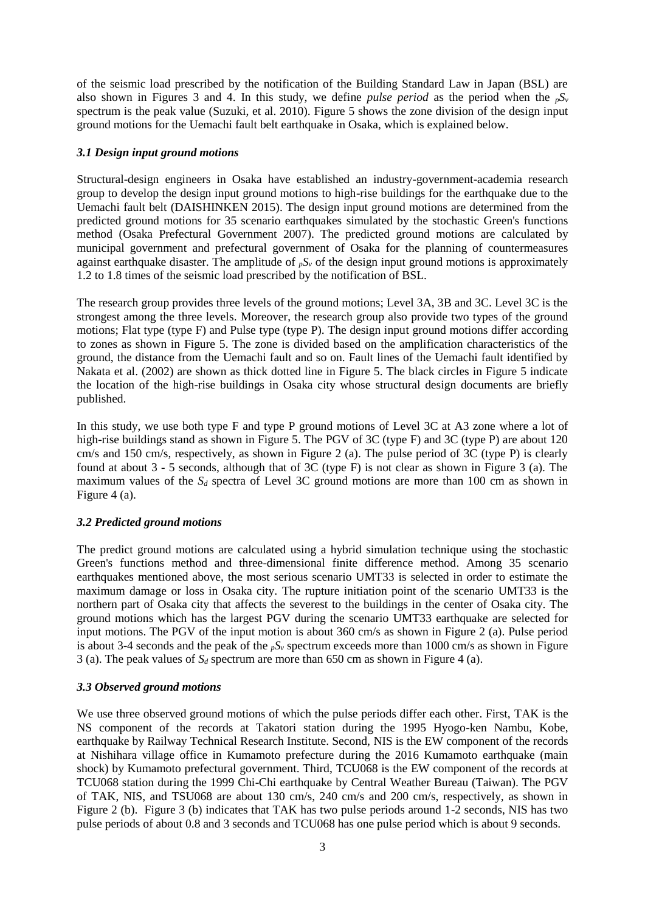of the seismic load prescribed by the notification of the Building Standard Law in Japan (BSL) are also shown in Figures 3 and 4. In this study, we define *pulse period* as the period when the $_{p}S_{v}$ spectrum is the peak value (Suzuki, et al. 2010). Figure 5 shows the zone division of the design input ground motions for the Uemachi fault belt earthquake in Osaka, which is explained below.

### *3.1 Design input ground motions*

Structural-design engineers in Osaka have established an industry-government-academia research group to develop the design input ground motions to high-rise buildings for the earthquake due to the Uemachi fault belt (DAISHINKEN 2015). The design input ground motions are determined from the predicted ground motions for 35 scenario earthquakes simulated by the stochastic Green's functions method (Osaka Prefectural Government 2007). The predicted ground motions are calculated by municipal government and prefectural government of Osaka for the planning of countermeasures against earthquake disaster. The amplitude of $_{p}S_{v}$ of the design input ground motions is approximately 1.2 to 1.8 times of the seismic load prescribed by the notification of BSL.

The research group provides three levels of the ground motions; Level 3A, 3B and 3C. Level 3C is the strongest among the three levels. Moreover, the research group also provide two types of the ground motions; Flat type (type F) and Pulse type (type P). The design input ground motions differ according to zones as shown in Figure 5. The zone is divided based on the amplification characteristics of the ground, the distance from the Uemachi fault and so on. Fault lines of the Uemachi fault identified by Nakata et al. (2002) are shown as thick dotted line in Figure 5. The black circles in Figure 5 indicate the location of the high-rise buildings in Osaka city whose structural design documents are briefly published.

In this study, we use both type F and type P ground motions of Level 3C at A3 zone where a lot of high-rise buildings stand as shown in Figure 5. The PGV of 3C (type F) and 3C (type P) are about 120 cm/s and 150 cm/s, respectively, as shown in Figure 2 (a). The pulse period of 3C (type P) is clearly found at about 3 - 5 seconds, although that of 3C (type F) is not clear as shown in Figure 3 (a). The maximum values of the $S_{d}$ spectra of Level 3C ground motions are more than 100 cm as shown in Figure 4 (a).

### *3.2 Predicted ground motions*

The predict ground motions are calculated using a hybrid simulation technique using the stochastic Green's functions method and three-dimensional finite difference method. Among 35 scenario earthquakes mentioned above, the most serious scenario UMT33 is selected in order to estimate the maximum damage or loss in Osaka city. The rupture initiation point of the scenario UMT33 is the northern part of Osaka city that affects the severest to the buildings in the center of Osaka city. The ground motions which has the largest PGV during the scenario UMT33 earthquake are selected for input motions. The PGV of the input motion is about 360 cm/s as shown in Figure 2 (a). Pulse period is about 3-4 seconds and the peak of the $_{p}S_{v}$ spectrum exceeds more than 1000 cm/s as shown in Figure 3 (a). The peak values of $S_{d}$ spectrum are more than 650 cm as shown in Figure 4 (a).

### *3.3 Observed ground motions*

We use three observed ground motions of which the pulse periods differ each other. First, TAK is the NS component of the records at Takatori station during the 1995 Hyogo-ken Nambu, Kobe, earthquake by Railway Technical Research Institute. Second, NIS is the EW component of the records at Nishihara village office in Kumamoto prefecture during the 2016 Kumamoto earthquake (main shock) by Kumamoto prefectural government. Third, TCU068 is the EW component of the records at TCU068 station during the 1999 Chi-Chi earthquake by Central Weather Bureau (Taiwan). The PGV of TAK, NIS, and TSU068 are about 130 cm/s, 240 cm/s and 200 cm/s, respectively, as shown in Figure 2 (b). Figure 3 (b) indicates that TAK has two pulse periods around 1-2 seconds, NIS has two pulse periods of about 0.8 and 3 seconds and TCU068 has one pulse period which is about 9 seconds.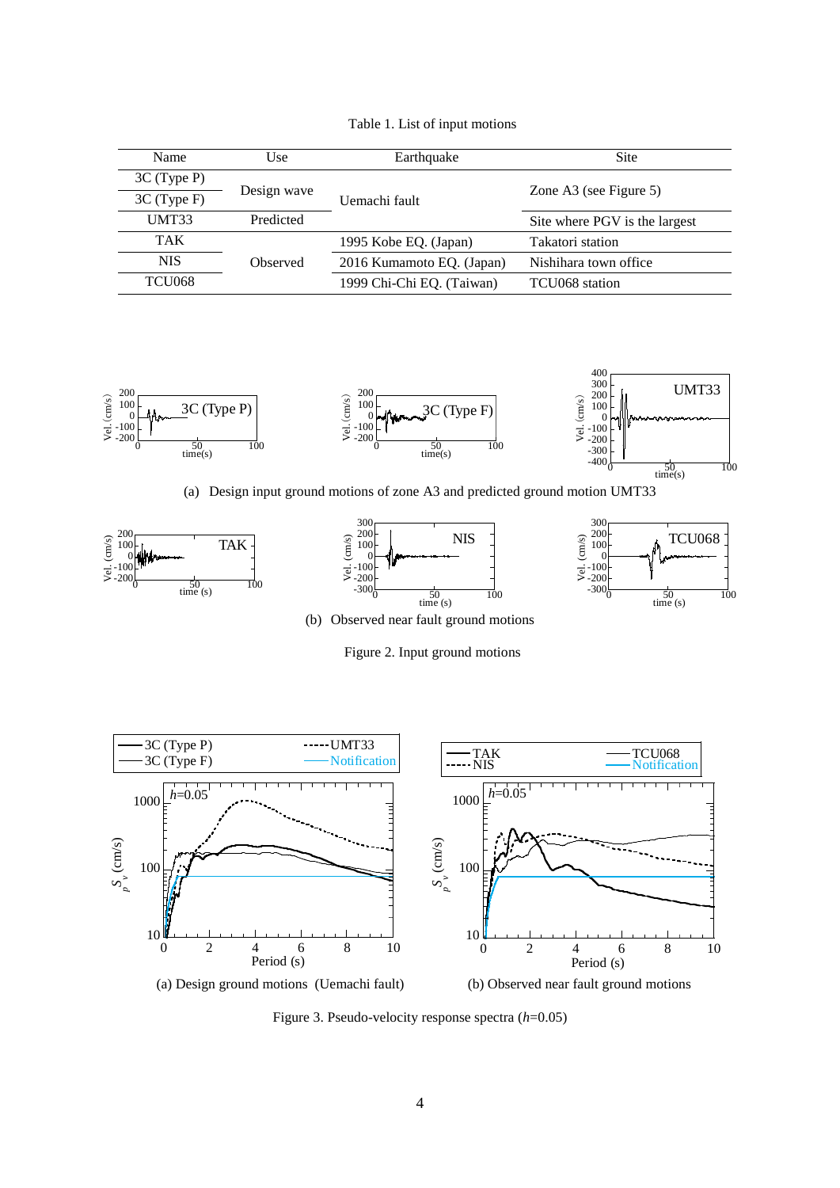Table 1. List of input motions

| Name | Use | Earthquake | Site |
|---|---|---|---|
| 3C (Type P) | Design wave | Uemachi fault | Zone A3 (see Figure 5) |
| 3C (Type F) | | | |
| UMT33 | Predicted | | Site where PGV is the largest |
| TAK | Observed | 1995 Kobe EQ. (Japan) | Takatori station |
| NIS | | 2016 Kumamoto EQ. (Japan) | Nishihara town office |
| TCU068 | | 1999 Chi-Chi EQ. (Taiwan) | TCU068 station |

(a) Design input ground motions of zone A3 and predicted ground motion UMT33

(b) Observed near fault ground motions

Figure 2. Input ground motions

(a) Design ground motions (Uemachi fault)

(b) Observed near fault ground motions

Figure 3. Pseudo-velocity response spectra ($h$=0.05)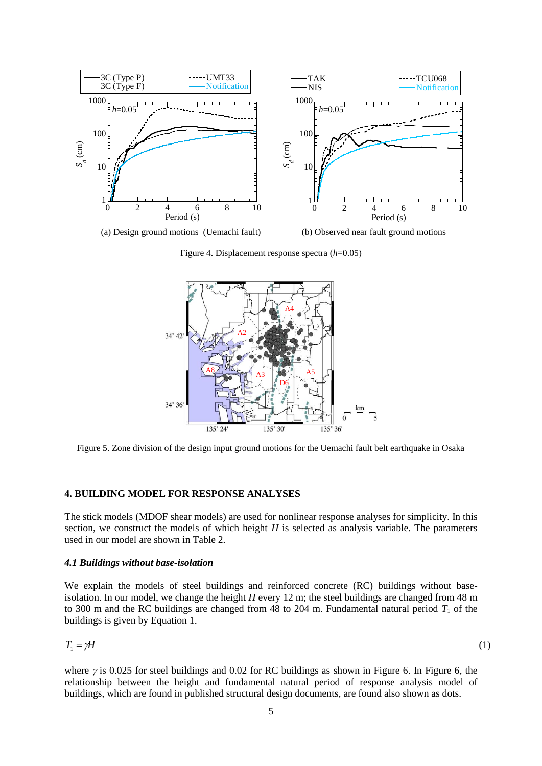(a) Design ground motions (Uemachi fault)

(b) Observed near fault ground motions

Figure 4. Displacement response spectra ($h$=0.05)

Figure 5. Zone division of the design input ground motions for the Uemachi fault belt earthquake in Osaka

## 4. BUILDING MODEL FOR RESPONSE ANALYSES

The stick models (MDOF shear models) are used for nonlinear response analyses for simplicity. In this section, we construct the models of which height $H$ is selected as analysis variable. The parameters used in our model are shown in Table 2.

### *4.1 Buildings without base-isolation*

We explain the models of steel buildings and reinforced concrete (RC) buildings without base-isolation. In our model, we change the height $H$ every 12 m; the steel buildings are changed from 48 m to 300 m and the RC buildings are changed from 48 to 204 m. Fundamental natural period $T_1$ of the buildings is given by Equation 1.

$$T_1 = \gamma H \tag{1}$$

where $\gamma$ is 0.025 for steel buildings and 0.02 for RC buildings as shown in Figure 6. In Figure 6, the relationship between the height and fundamental natural period of response analysis model of buildings, which are found in published structural design documents, are found also shown as dots.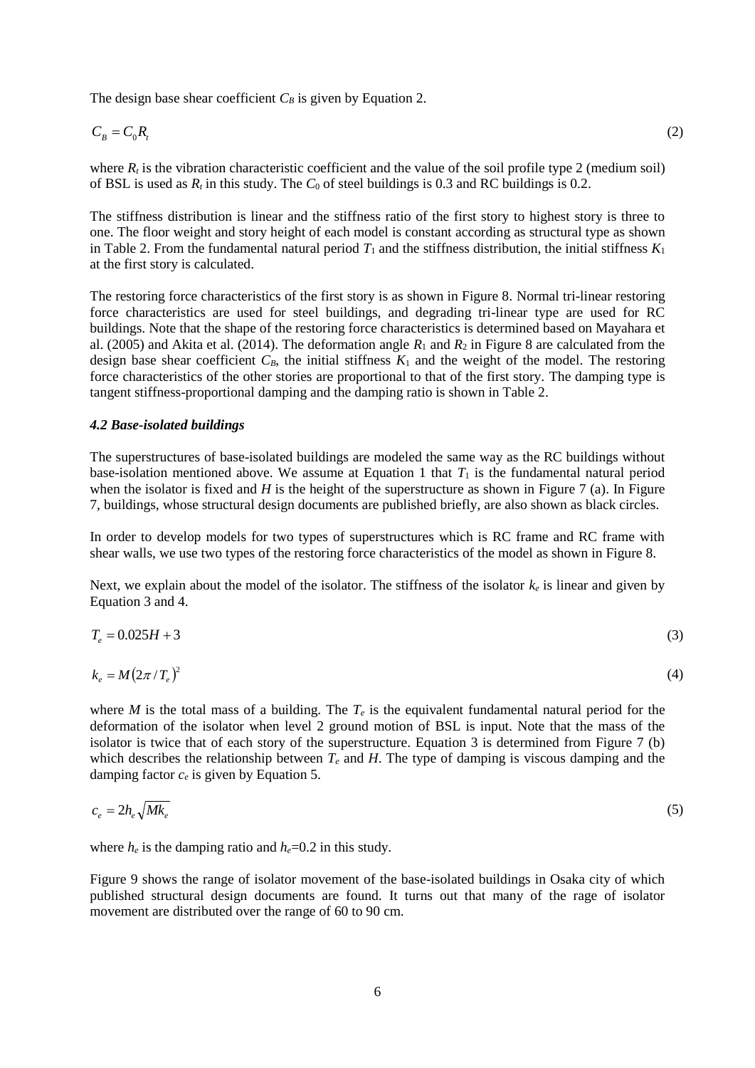The design base shear coefficient $C_B$ is given by Equation 2.

$$C_B = C_0 R_t \tag{2}$$

where $R_t$ is the vibration characteristic coefficient and the value of the soil profile type 2 (medium soil) of BSL is used as $R_t$ in this study. The $C_0$ of steel buildings is 0.3 and RC buildings is 0.2.

The stiffness distribution is linear and the stiffness ratio of the first story to highest story is three to one. The floor weight and story height of each model is constant according as structural type as shown in Table 2. From the fundamental natural period $T_1$ and the stiffness distribution, the initial stiffness $K_1$ at the first story is calculated.

The restoring force characteristics of the first story is as shown in Figure 8. Normal tri-linear restoring force characteristics are used for steel buildings, and degrading tri-linear type are used for RC buildings. Note that the shape of the restoring force characteristics is determined based on Mayahara et al. (2005) and Akita et al. (2014). The deformation angle $R_1$ and $R_2$ in Figure 8 are calculated from the design base shear coefficient $C_B$, the initial stiffness $K_1$ and the weight of the model. The restoring force characteristics of the other stories are proportional to that of the first story. The damping type is tangent stiffness-proportional damping and the damping ratio is shown in Table 2.

### *4.2 Base-isolated buildings*

The superstructures of base-isolated buildings are modeled the same way as the RC buildings without base-isolation mentioned above. We assume at Equation 1 that $T_1$ is the fundamental natural period when the isolator is fixed and $H$ is the height of the superstructure as shown in Figure 7 (a). In Figure 7, buildings, whose structural design documents are published briefly, are also shown as black circles.

In order to develop models for two types of superstructures which is RC frame and RC frame with shear walls, we use two types of the restoring force characteristics of the model as shown in Figure 8.

Next, we explain about the model of the isolator. The stiffness of the isolator $k_e$ is linear and given by Equation 3 and 4.

$$T_e = 0.025H + 3 \tag{3}$$

$$k_e = M(2\pi / T_e)^2 \tag{4}$$

where $M$ is the total mass of a building. The $T_e$ is the equivalent fundamental natural period for the deformation of the isolator when level 2 ground motion of BSL is input. Note that the mass of the isolator is twice that of each story of the superstructure. Equation 3 is determined from Figure 7 (b) which describes the relationship between $T_e$ and $H$. The type of damping is viscous damping and the damping factor $c_e$ is given by Equation 5.

$$c_e = 2h_e\sqrt{Mk_e} \tag{5}$$

where $h_e$ is the damping ratio and $h_e$=0.2 in this study.

Figure 9 shows the range of isolator movement of the base-isolated buildings in Osaka city of which published structural design documents are found. It turns out that many of the rage of isolator movement are distributed over the range of 60 to 90 cm.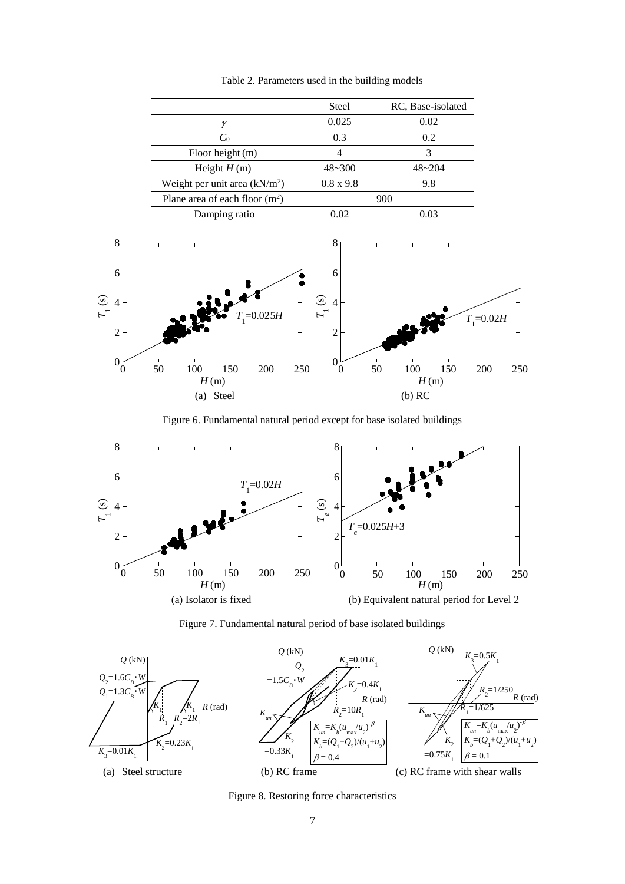Table 2. Parameters used in the building models

| | Steel | RC, Base-isolated |
|---|---|---|
| $\gamma$ | 0.025 | 0.02 |
| $C_0$ | 0.3 | 0.2 |
| Floor height (m) | 4 | 3 |
| Height $H$ (m) | 48~300 | 48~204 |
| Weight per unit area (kN/m$^2$) | 0.8 x 9.8 | 9.8 |
| Plane area of each floor (m$^2$) | 900 | |
| Damping ratio | 0.02 | 0.03 |

(a) Steel (b) RC

Figure 6. Fundamental natural period except for base isolated buildings

(a) Isolator is fixed (b) Equivalent natural period for Level 2

Figure 7. Fundamental natural period of base isolated buildings

(a) Steel structure (b) RC frame (c) RC frame with shear walls

Figure 8. Restoring force characteristics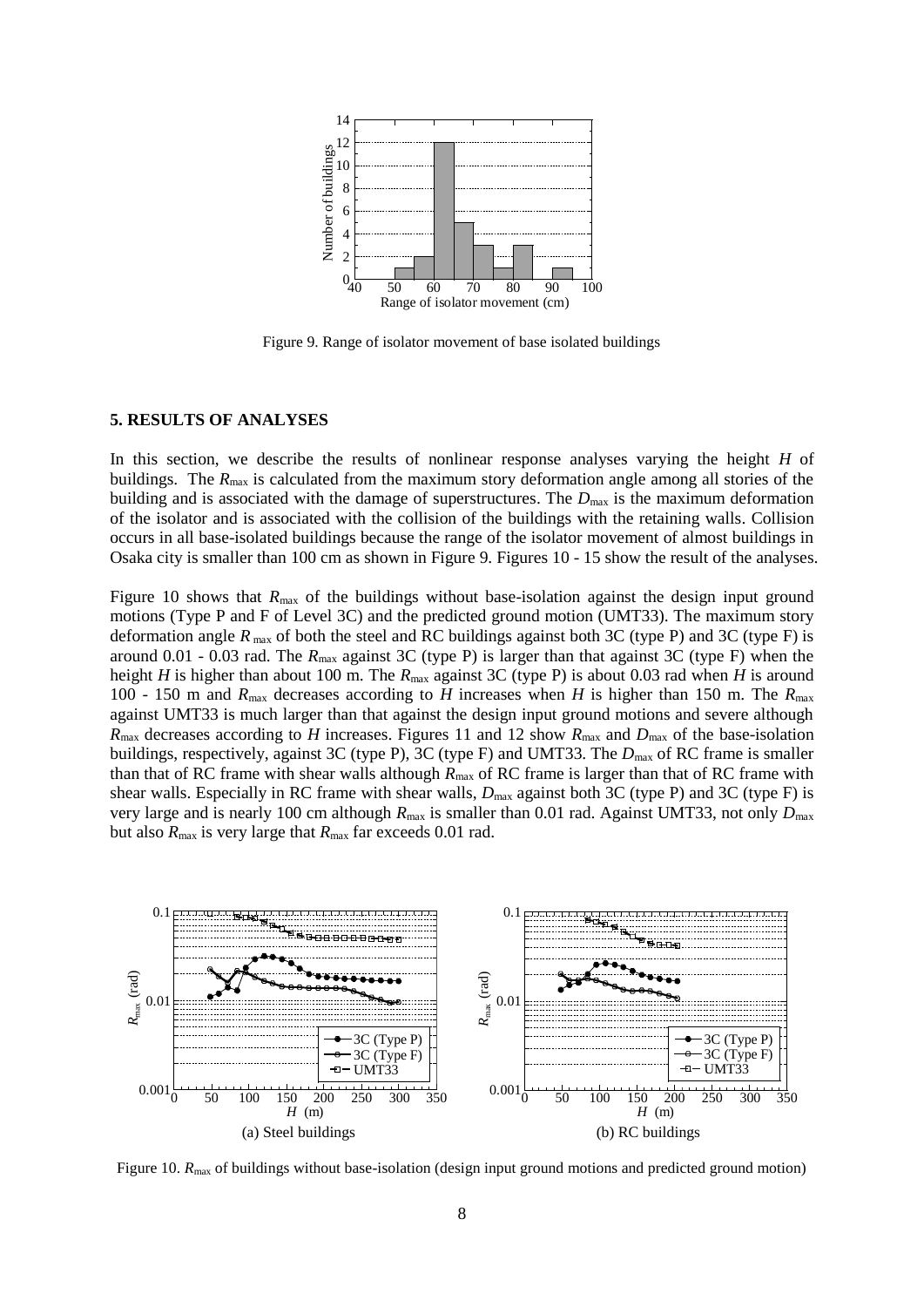Figure 9. Range of isolator movement of base isolated buildings

## 5. RESULTS OF ANALYSES

In this section, we describe the results of nonlinear response analyses varying the height $H$ of buildings. The $R_{\max}$ is calculated from the maximum story deformation angle among all stories of the building and is associated with the damage of superstructures. The $D_{\max}$ is the maximum deformation of the isolator and is associated with the collision of the buildings with the retaining walls. Collision occurs in all base-isolated buildings because the range of the isolator movement of almost buildings in Osaka city is smaller than 100 cm as shown in Figure 9. Figures 10 - 15 show the result of the analyses.

Figure 10 shows that $R_{\max}$ of the buildings without base-isolation against the design input ground motions (Type P and F of Level 3C) and the predicted ground motion (UMT33). The maximum story deformation angle $R_{\max}$ of both the steel and RC buildings against both 3C (type P) and 3C (type F) is around 0.01 - 0.03 rad. The $R_{\max}$ against 3C (type P) is larger than that against 3C (type F) when the height $H$ is higher than about 100 m. The $R_{\max}$ against 3C (type P) is about 0.03 rad when $H$ is around 100 - 150 m and $R_{\max}$ decreases according to $H$ increases when $H$ is higher than 150 m. The $R_{\max}$ against UMT33 is much larger than that against the design input ground motions and severe although $R_{\max}$ decreases according to $H$ increases. Figures 11 and 12 show $R_{\max}$ and $D_{\max}$ of the base-isolation buildings, respectively, against 3C (type P), 3C (type F) and UMT33. The $D_{\max}$ of RC frame is smaller than that of RC frame with shear walls although $R_{\max}$ of RC frame is larger than that of RC frame with shear walls. Especially in RC frame with shear walls, $D_{\max}$ against both 3C (type P) and 3C (type F) is very large and is nearly 100 cm although $R_{\max}$ is smaller than 0.01 rad. Against UMT33, not only $D_{\max}$ but also $R_{\max}$ is very large that $R_{\max}$ far exceeds 0.01 rad.

(a) Steel buildings

(b) RC buildings

Figure 10. $R_{\max}$ of buildings without base-isolation (design input ground motions and predicted ground motion)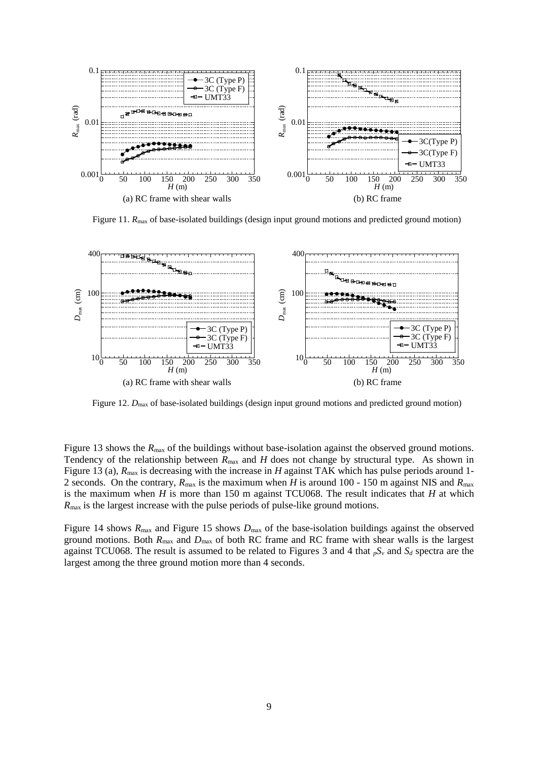Figure 11. $R_{max}$ of base-isolated buildings (design input ground motions and predicted ground motion)

Figure 12. $D_{max}$ of base-isolated buildings (design input ground motions and predicted ground motion)

Figure 13 shows the $R_{max}$ of the buildings without base-isolation against the observed ground motions. Tendency of the relationship between $R_{max}$ and $H$ does not change by structural type. As shown in Figure 13 (a), $R_{max}$ is decreasing with the increase in $H$ against TAK which has pulse periods around 1-2 seconds. On the contrary, $R_{max}$ is the maximum when $H$ is around 100 - 150 m against NIS and $R_{max}$ is the maximum when $H$ is more than 150 m against TCU068. The result indicates that $H$ at which $R_{max}$ is the largest increase with the pulse periods of pulse-like ground motions.

Figure 14 shows $R_{max}$ and Figure 15 shows $D_{max}$ of the base-isolation buildings against the observed ground motions. Both $R_{max}$ and $D_{max}$ of both RC frame and RC frame with shear walls is the largest against TCU068. The result is assumed to be related to Figures 3 and 4 that ${}_pS_v$ and $S_d$ spectra are the largest among the three ground motion more than 4 seconds.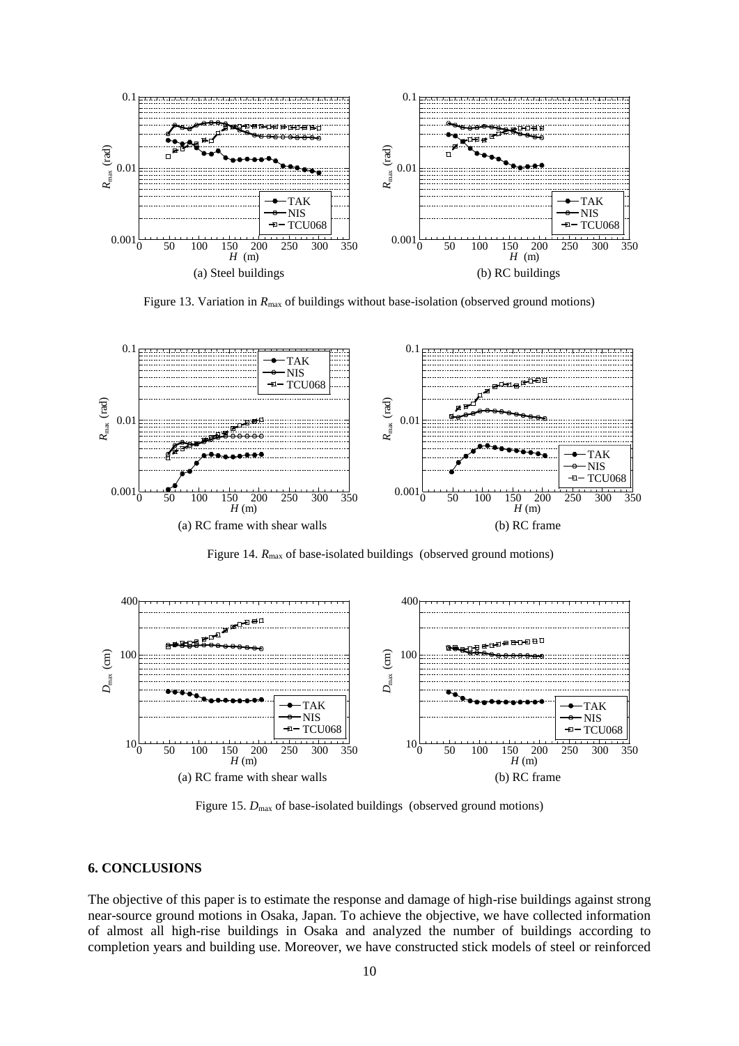Figure 13. Variation in $R_{max}$ of buildings without base-isolation (observed ground motions)

Figure 14. $R_{max}$ of base-isolated buildings (observed ground motions)

Figure 15. $D_{max}$ of base-isolated buildings (observed ground motions)

## 6. CONCLUSIONS

The objective of this paper is to estimate the response and damage of high-rise buildings against strong near-source ground motions in Osaka, Japan. To achieve the objective, we have collected information of almost all high-rise buildings in Osaka and analyzed the number of buildings according to completion years and building use. Moreover, we have constructed stick models of steel or reinforced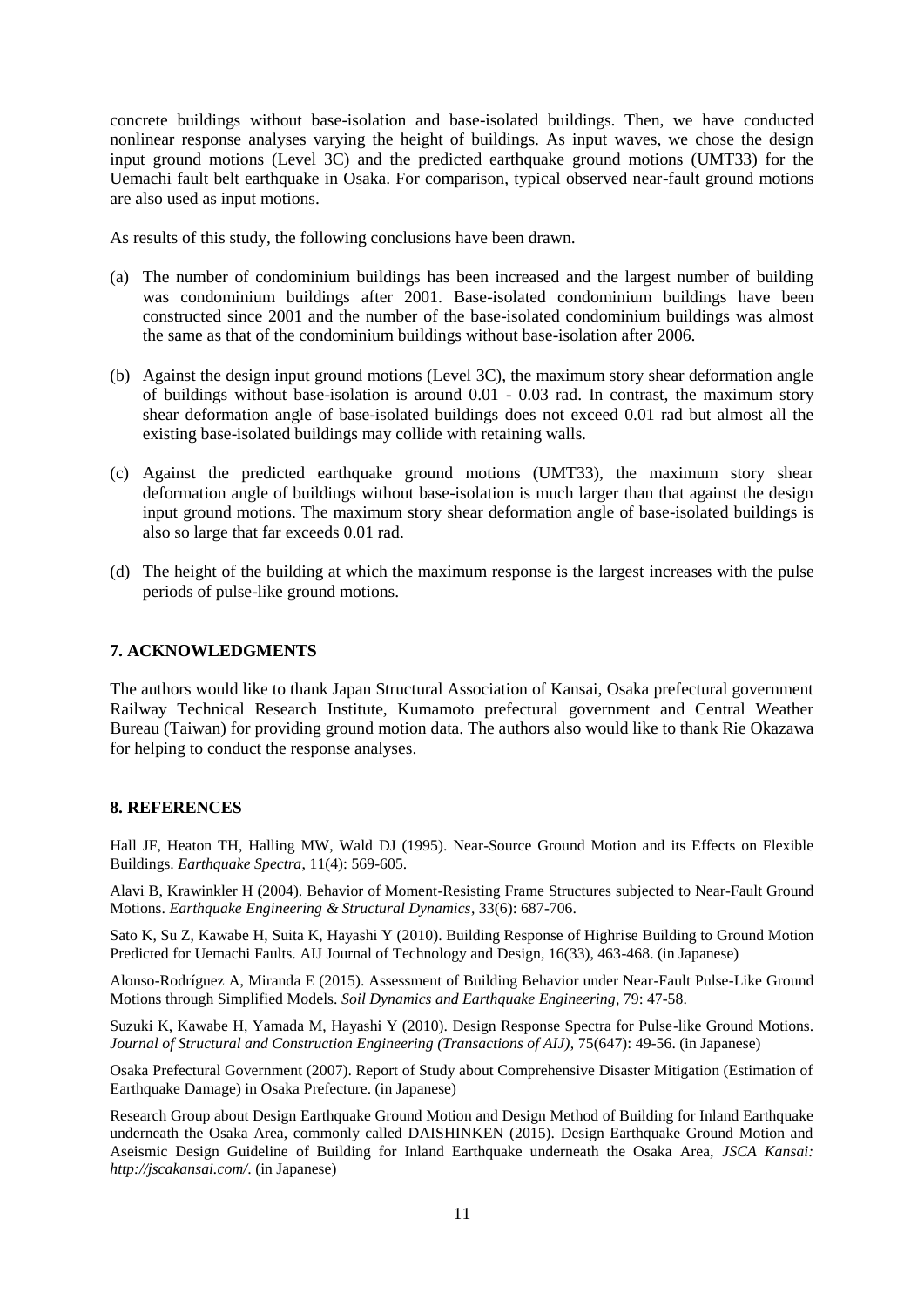concrete buildings without base-isolation and base-isolated buildings. Then, we have conducted nonlinear response analyses varying the height of buildings. As input waves, we chose the design input ground motions (Level 3C) and the predicted earthquake ground motions (UMT33) for the Uemachi fault belt earthquake in Osaka. For comparison, typical observed near-fault ground motions are also used as input motions.

As results of this study, the following conclusions have been drawn.

(a) The number of condominium buildings has been increased and the largest number of building was condominium buildings after 2001. Base-isolated condominium buildings have been constructed since 2001 and the number of the base-isolated condominium buildings was almost the same as that of the condominium buildings without base-isolation after 2006.

(b) Against the design input ground motions (Level 3C), the maximum story shear deformation angle of buildings without base-isolation is around 0.01 - 0.03 rad. In contrast, the maximum story shear deformation angle of base-isolated buildings does not exceed 0.01 rad but almost all the existing base-isolated buildings may collide with retaining walls.

(c) Against the predicted earthquake ground motions (UMT33), the maximum story shear deformation angle of buildings without base-isolation is much larger than that against the design input ground motions. The maximum story shear deformation angle of base-isolated buildings is also so large that far exceeds 0.01 rad.

(d) The height of the building at which the maximum response is the largest increases with the pulse periods of pulse-like ground motions.

## 7. ACKNOWLEDGMENTS

The authors would like to thank Japan Structural Association of Kansai, Osaka prefectural government Railway Technical Research Institute, Kumamoto prefectural government and Central Weather Bureau (Taiwan) for providing ground motion data. The authors also would like to thank Rie Okazawa for helping to conduct the response analyses.

## 8. REFERENCES

Hall JF, Heaton TH, Halling MW, Wald DJ (1995). Near-Source Ground Motion and its Effects on Flexible Buildings. *Earthquake Spectra*, 11(4): 569-605.

Alavi B, Krawinkler H (2004). Behavior of Moment-Resisting Frame Structures subjected to Near-Fault Ground Motions. *Earthquake Engineering & Structural Dynamics*, 33(6): 687-706.

Sato K, Su Z, Kawabe H, Suita K, Hayashi Y (2010). Building Response of Highrise Building to Ground Motion Predicted for Uemachi Faults. AIJ Journal of Technology and Design, 16(33), 463-468. (in Japanese)

Alonso-Rodríguez A, Miranda E (2015). Assessment of Building Behavior under Near-Fault Pulse-Like Ground Motions through Simplified Models. *Soil Dynamics and Earthquake Engineering*, 79: 47-58.

Suzuki K, Kawabe H, Yamada M, Hayashi Y (2010). Design Response Spectra for Pulse-like Ground Motions. *Journal of Structural and Construction Engineering (Transactions of AIJ)*, 75(647): 49-56. (in Japanese)

Osaka Prefectural Government (2007). Report of Study about Comprehensive Disaster Mitigation (Estimation of Earthquake Damage) in Osaka Prefecture. (in Japanese)

Research Group about Design Earthquake Ground Motion and Design Method of Building for Inland Earthquake underneath the Osaka Area, commonly called DAISHINKEN (2015). Design Earthquake Ground Motion and Aseismic Design Guideline of Building for Inland Earthquake underneath the Osaka Area, *JSCA Kansai: http://jscakansai.com/*. (in Japanese)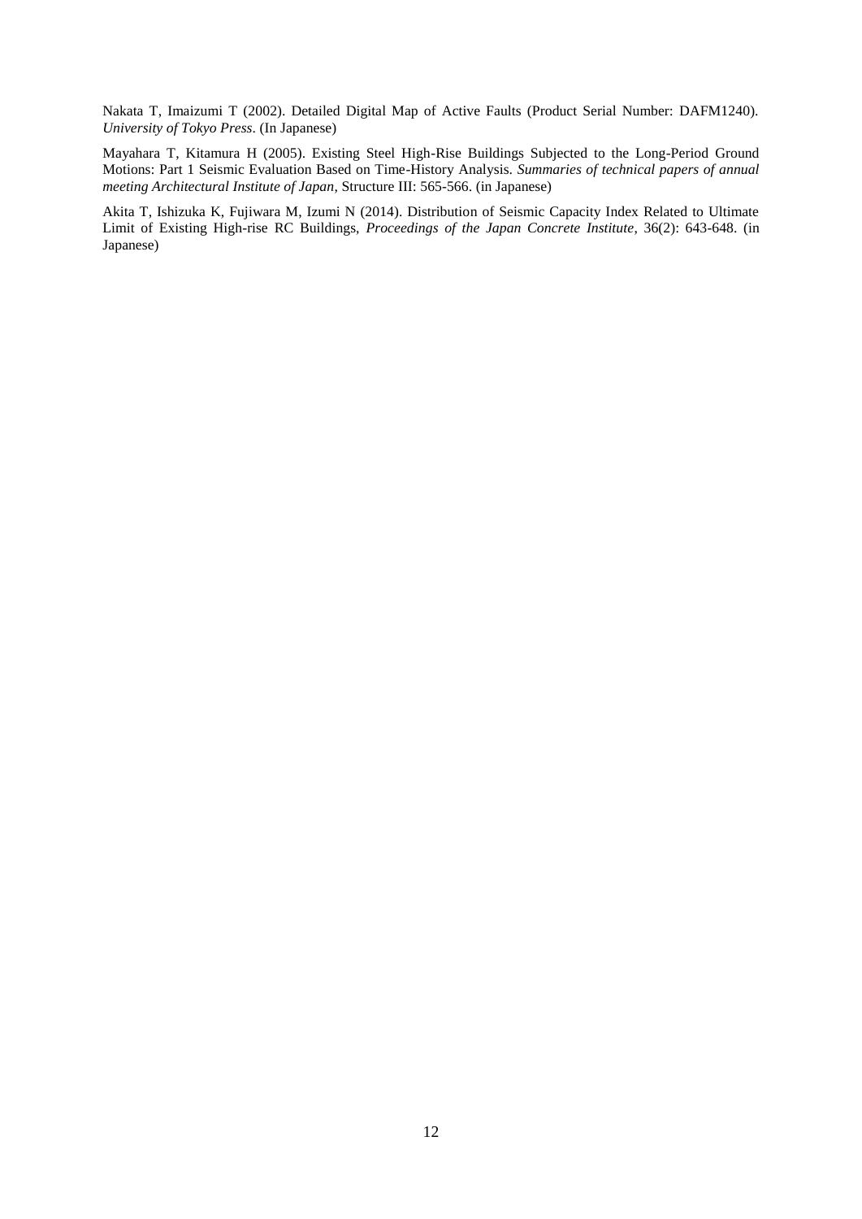Nakata T, Imaizumi T (2002). Detailed Digital Map of Active Faults (Product Serial Number: DAFM1240). *University of Tokyo Press*. (In Japanese)

Mayahara T, Kitamura H (2005). Existing Steel High-Rise Buildings Subjected to the Long-Period Ground Motions: Part 1 Seismic Evaluation Based on Time-History Analysis. *Summaries of technical papers of annual meeting Architectural Institute of Japan*, Structure III: 565-566. (in Japanese)

Akita T, Ishizuka K, Fujiwara M, Izumi N (2014). Distribution of Seismic Capacity Index Related to Ultimate Limit of Existing High-rise RC Buildings, *Proceedings of the Japan Concrete Institute*, 36(2): 643-648. (in Japanese)